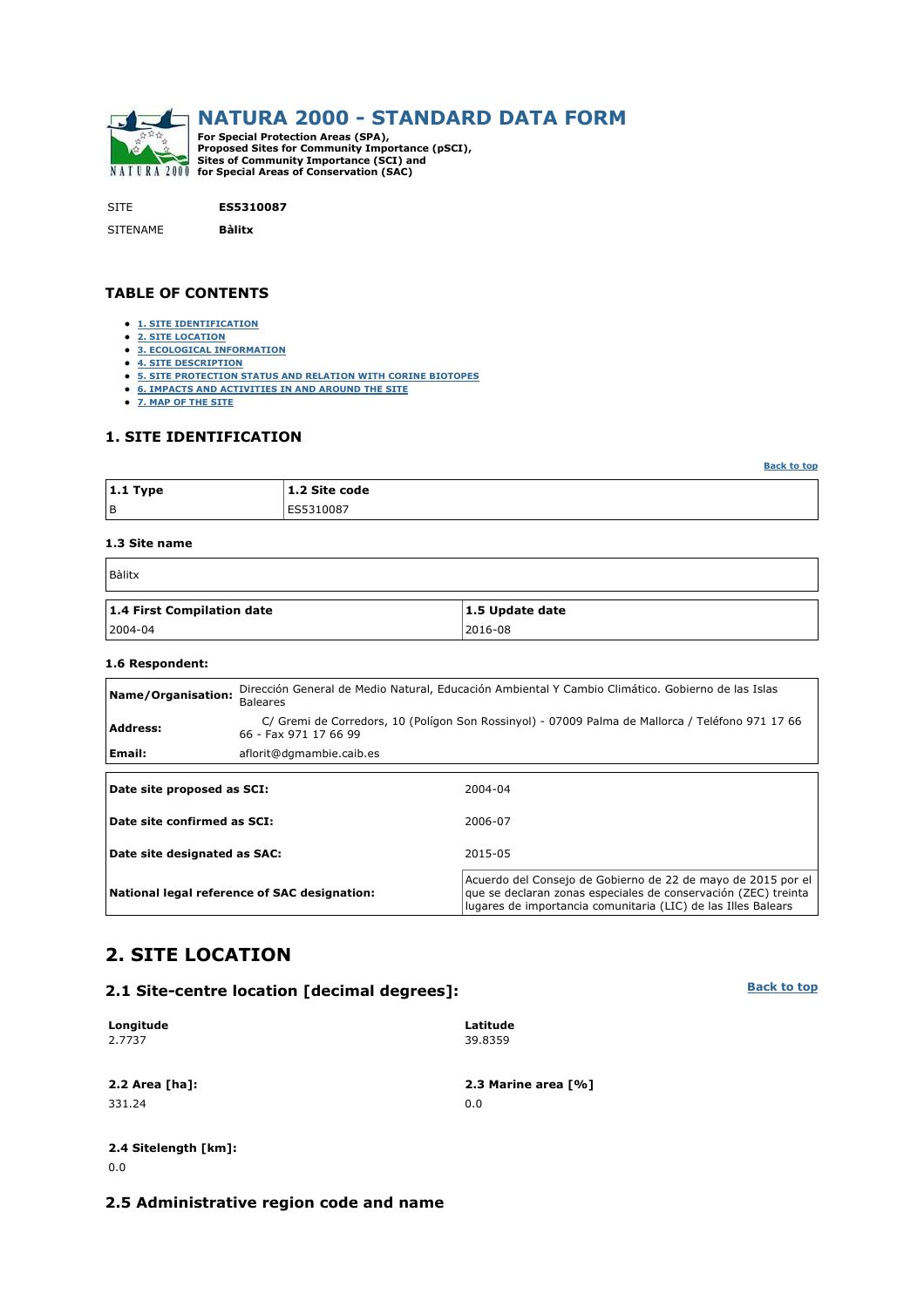# NATURA 2000 - STANDARD DATA FORM

**For Special Protection Areas (SPA), Proposed Sites for Community Importance (pSCI), Sites of Community Importance (SCI) and for Special Areas of Conservation (SAC)**

| | |
|---|---|
| SITE | **ES5310087** |
| SITENAME | **Bàlitx** |

### TABLE OF CONTENTS

- 1. SITE IDENTIFICATION
- 2. SITE LOCATION
- 3. ECOLOGICAL INFORMATION
- 4. SITE DESCRIPTION
- 5. SITE PROTECTION STATUS AND RELATION WITH CORINE BIOTOPES
- 6. IMPACTS AND ACTIVITIES IN AND AROUND THE SITE
- 7. MAP OF THE SITE

### 1. SITE IDENTIFICATION

Back to top

| 1.1 Type | 1.2 Site code |
|---|---|
| B | ES5310087 |

**1.3 Site name**

| Bàlitx |
|---|

| 1.4 First Compilation date | 1.5 Update date |
|---|---|
| 2004-04 | 2016-08 |

**1.6 Respondent:**

| | |
|---|---|
| **Name/Organisation:** | Dirección General de Medio Natural, Educación Ambiental Y Cambio Climático. Gobierno de las Islas Baleares |
| **Address:** | C/ Gremi de Corredors, 10 (Polígon Son Rossinyol) - 07009 Palma de Mallorca / Teléfono 971 17 66 66 - Fax 971 17 66 99 |
| **Email:** | aflorit@dgmambie.caib.es |

| | |
|---|---|
| **Date site proposed as SCI:** | 2004-04 |
| **Date site confirmed as SCI:** | 2006-07 |
| **Date site designated as SAC:** | 2015-05 |
| **National legal reference of SAC designation:** | Acuerdo del Consejo de Gobierno de 22 de mayo de 2015 por el que se declaran zonas especiales de conservación (ZEC) treinta lugares de importancia comunitaria (LIC) de las Illes Balears |

## 2. SITE LOCATION

### 2.1 Site-centre location [decimal degrees]:

Back to top

| Longitude | Latitude |
|---|---|
| 2.7737 | 39.8359 |

| 2.2 Area [ha]: | 2.3 Marine area [%] |
|---|---|
| 331.24 | 0.0 |

**2.4 Sitelength [km]:**

0.0

### 2.5 Administrative region code and name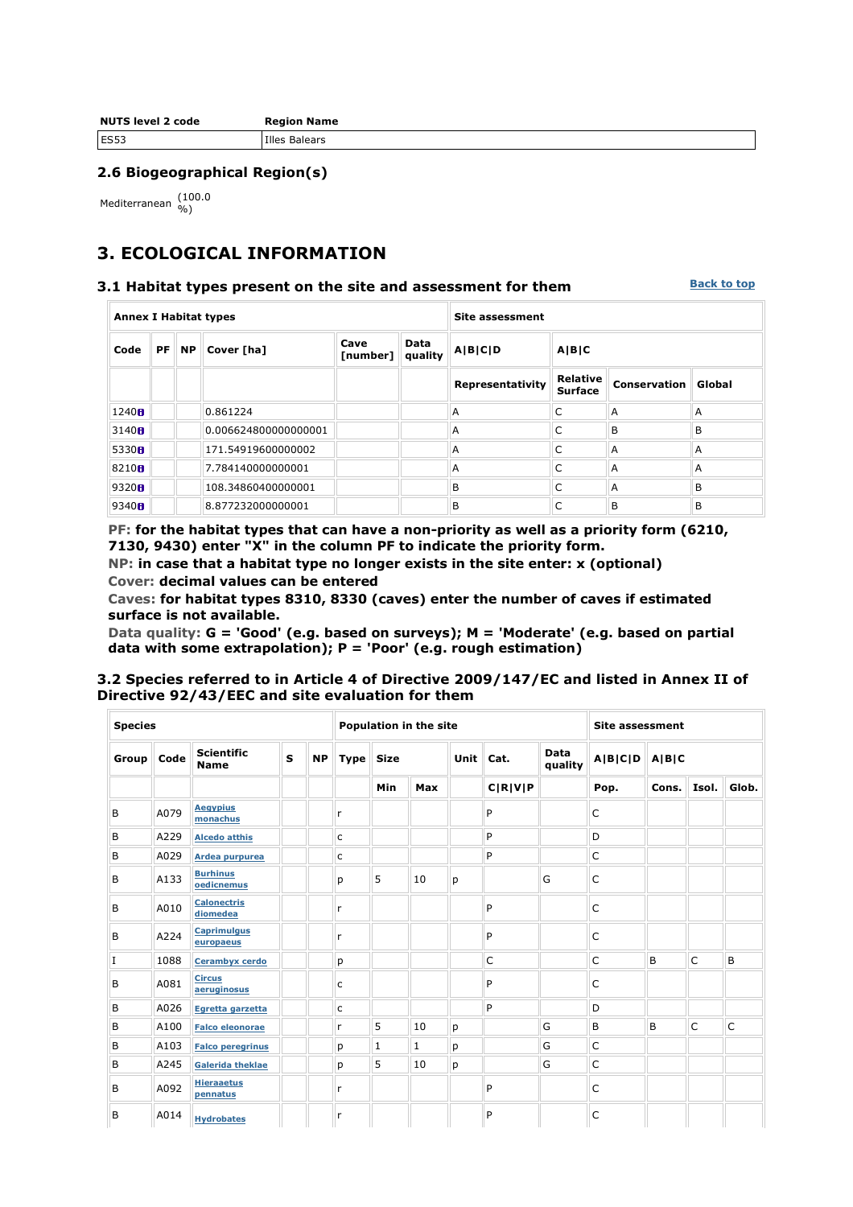| NUTS level 2 code | Region Name |
|---|---|
| ES53 | Illes Balears |

## 2.6 Biogeographical Region(s)

Mediterranean (100.0 %)

# 3. ECOLOGICAL INFORMATION

## 3.1 Habitat types present on the site and assessment for them

Back to top

| Annex I Habitat types | | | | | | Site assessment | | | |
|---|---|---|---|---|---|---|---|---|---|
| Code | PF | NP | Cover [ha] | Cave [number] | Data quality | A\|B\|C\|D | A\|B\|C | | |
| | | | | | | Representativity | Relative Surface | Conservation | Global |
| 1240 | | | 0.861224 | | | A | C | A | A |
| 3140 | | | 0.006624800000000001 | | | A | C | B | B |
| 5330 | | | 171.54919600000002 | | | A | C | A | A |
| 8210 | | | 7.784140000000001 | | | A | C | A | A |
| 9320 | | | 108.34860400000001 | | | B | C | A | B |
| 9340 | | | 8.877232000000001 | | | B | C | B | B |

**PF:** for the habitat types that can have a non-priority as well as a priority form (6210, 7130, 9430) enter "X" in the column PF to indicate the priority form.
**NP:** in case that a habitat type no longer exists in the site enter: x (optional)
**Cover:** decimal values can be entered
**Caves:** for habitat types 8310, 8330 (caves) enter the number of caves if estimated surface is not available.
**Data quality:** G = 'Good' (e.g. based on surveys); M = 'Moderate' (e.g. based on partial data with some extrapolation); P = 'Poor' (e.g. rough estimation)

## 3.2 Species referred to in Article 4 of Directive 2009/147/EC and listed in Annex II of Directive 92/43/EEC and site evaluation for them

| Species | | | | | Population in the site | | | | | | Site assessment | | | |
|---|---|---|---|---|---|---|---|---|---|---|---|---|---|---|
| Group | Code | Scientific Name | S | NP | Type | Size | | Unit | Cat. | Data quality | A\|B\|C\|D | A\|B\|C | | |
| | | | | | | Min | Max | | C\|R\|V\|P | | Pop. | Cons. | Isol. | Glob. |
| B | A079 | Aegypius monachus | | | r | | | | P | | C | | | |
| B | A229 | Alcedo atthis | | | c | | | | P | | D | | | |
| B | A029 | Ardea purpurea | | | c | | | | P | | C | | | |
| B | A133 | Burhinus oedicnemus | | | p | 5 | 10 | p | | G | C | | | |
| B | A010 | Calonectris diomedea | | | r | | | | P | | C | | | |
| B | A224 | Caprimulgus europaeus | | | r | | | | P | | C | | | |
| I | 1088 | Cerambyx cerdo | | | p | | | | C | | C | B | C | B |
| B | A081 | Circus aeruginosus | | | c | | | | P | | C | | | |
| B | A026 | Egretta garzetta | | | c | | | | P | | D | | | |
| B | A100 | Falco eleonorae | | | r | 5 | 10 | p | | G | B | B | C | C |
| B | A103 | Falco peregrinus | | | p | 1 | 1 | p | | G | C | | | |
| B | A245 | Galerida theklae | | | p | 5 | 10 | p | | G | C | | | |
| B | A092 | Hieraaetus pennatus | | | r | | | | P | | C | | | |
| B | A014 | Hydrobates | | | r | | | | P | | C | | | |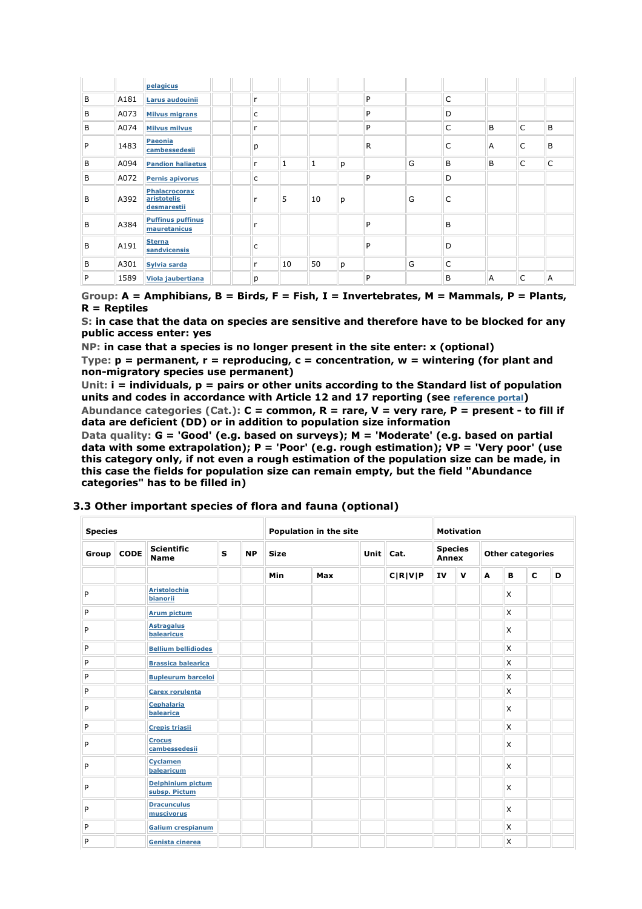| | | pelagicus | | | | | | | | | | | | |
|---|---|---|---|---|---|---|---|---|---|---|---|---|---|---|
| B | A181 | Larus audouinii | | | r | | | | P | | C | | | |
| B | A073 | Milvus migrans | | | c | | | | P | | D | | | |
| B | A074 | Milvus milvus | | | r | | | | P | | C | B | C | B |
| P | 1483 | Paeonia cambessedesii | | | p | | | | R | | C | A | C | B |
| B | A094 | Pandion haliaetus | | | r | 1 | 1 | p | | G | B | B | C | C |
| B | A072 | Pernis apivorus | | | c | | | | P | | D | | | |
| B | A392 | Phalacrocorax aristotelis desmarestii | | | r | 5 | 10 | p | | G | C | | | |
| B | A384 | Puffinus puffinus mauretanicus | | | r | | | | P | | B | | | |
| B | A191 | Sterna sandvicensis | | | c | | | | P | | D | | | |
| B | A301 | Sylvia sarda | | | r | 10 | 50 | p | | G | C | | | |
| P | 1589 | Viola jaubertiana | | | p | | | | P | | B | A | C | A |

**Group: A = Amphibians, B = Birds, F = Fish, I = Invertebrates, M = Mammals, P = Plants, R = Reptiles**

**S: in case that the data on species are sensitive and therefore have to be blocked for any public access enter: yes**

**NP: in case that a species is no longer present in the site enter: x (optional)**

**Type: p = permanent, r = reproducing, c = concentration, w = wintering (for plant and non-migratory species use permanent)**

**Unit: i = individuals, p = pairs or other units according to the Standard list of population units and codes in accordance with Article 12 and 17 reporting (see reference portal)**

**Abundance categories (Cat.): C = common, R = rare, V = very rare, P = present - to fill if data are deficient (DD) or in addition to population size information**

**Data quality: G = 'Good' (e.g. based on surveys); M = 'Moderate' (e.g. based on partial data with some extrapolation); P = 'Poor' (e.g. rough estimation); VP = 'Very poor' (use this category only, if not even a rough estimation of the population size can be made, in this case the fields for population size can remain empty, but the field "Abundance categories" has to be filled in)**

### 3.3 Other important species of flora and fauna (optional)

| Species | | | | | Population in the site | | | | Motivation | | | | | |
|---|---|---|---|---|---|---|---|---|---|---|---|---|---|---|
| Group | CODE | Scientific Name | S | NP | Size | | Unit | Cat. | Species Annex | | Other categories | | | |
| | | | | | Min | Max | | C\|R\|V\|P | IV | V | A | B | C | D |
| P | | Aristolochia bianorii | | | | | | | | | | X | | |
| P | | Arum pictum | | | | | | | | | | X | | |
| P | | Astragalus balearicus | | | | | | | | | | X | | |
| P | | Bellium bellidiodes | | | | | | | | | | X | | |
| P | | Brassica balearica | | | | | | | | | | X | | |
| P | | Bupleurum barceloi | | | | | | | | | | X | | |
| P | | Carex rorulenta | | | | | | | | | | X | | |
| P | | Cephalaria balearica | | | | | | | | | | X | | |
| P | | Crepis triasii | | | | | | | | | | X | | |
| P | | Crocus cambessedesii | | | | | | | | | | X | | |
| P | | Cyclamen balearicum | | | | | | | | | | X | | |
| P | | Delphinium pictum subsp. Pictum | | | | | | | | | | X | | |
| P | | Dracunculus muscivorus | | | | | | | | | | X | | |
| P | | Galium crespianum | | | | | | | | | | X | | |
| P | | Genista cinerea | | | | | | | | | | X | | |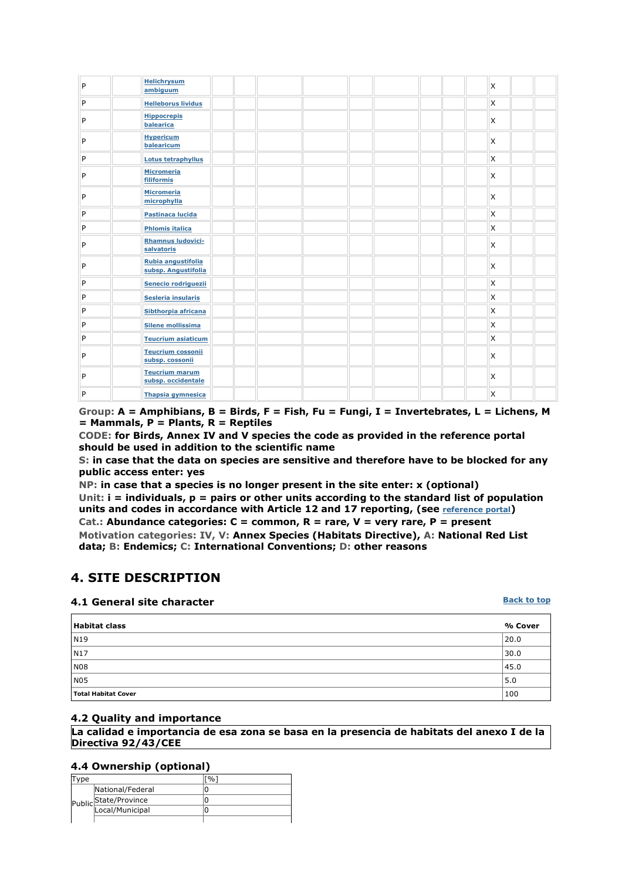| Group | Code | Scientific Name | S | NP | Size Min | Size Max | Unit | Cat. | IV | V | A | B | C | D |
|---|---|---|---|---|---|---|---|---|---|---|---|---|---|---|
| P | | Helichrysum ambiguum | | | | | | | | | | X | | |
| P | | Helleborus lividus | | | | | | | | | | X | | |
| P | | Hippocrepis balearica | | | | | | | | | | X | | |
| P | | Hypericum balearicum | | | | | | | | | | X | | |
| P | | Lotus tetraphyllus | | | | | | | | | | X | | |
| P | | Micromeria filiformis | | | | | | | | | | X | | |
| P | | Micromeria microphylla | | | | | | | | | | X | | |
| P | | Pastinaca lucida | | | | | | | | | | X | | |
| P | | Phlomis italica | | | | | | | | | | X | | |
| P | | Rhamnus ludovici-salvatoris | | | | | | | | | | X | | |
| P | | Rubia angustifolia subsp. Angustifolia | | | | | | | | | | X | | |
| P | | Senecio rodriguezii | | | | | | | | | | X | | |
| P | | Sesleria insularis | | | | | | | | | | X | | |
| P | | Sibthorpia africana | | | | | | | | | | X | | |
| P | | Silene mollissima | | | | | | | | | | X | | |
| P | | Teucrium asiaticum | | | | | | | | | | X | | |
| P | | Teucrium cossonii subsp. cossonii | | | | | | | | | | X | | |
| P | | Teucrium marum subsp. occidentale | | | | | | | | | | X | | |
| P | | Thapsia gymnesica | | | | | | | | | | X | | |

**Group: A = Amphibians, B = Birds, F = Fish, Fu = Fungi, I = Invertebrates, L = Lichens, M = Mammals, P = Plants, R = Reptiles**
**CODE: for Birds, Annex IV and V species the code as provided in the reference portal should be used in addition to the scientific name**
**S: in case that the data on species are sensitive and therefore have to be blocked for any public access enter: yes**
**NP: in case that a species is no longer present in the site enter: x (optional)**
**Unit: i = individuals, p = pairs or other units according to the standard list of population units and codes in accordance with Article 12 and 17 reporting, (see reference portal)**
**Cat.: Abundance categories: C = common, R = rare, V = very rare, P = present**
**Motivation categories: IV, V: Annex Species (Habitats Directive), A: National Red List data; B: Endemics; C: International Conventions; D: other reasons**

## 4. SITE DESCRIPTION

### 4.1 General site character

Back to top

| Habitat class | % Cover |
|---|---|
| N19 | 20.0 |
| N17 | 30.0 |
| N08 | 45.0 |
| N05 | 5.0 |
| **Total Habitat Cover** | 100 |

### 4.2 Quality and importance

**La calidad e importancia de esa zona se basa en la presencia de habitats del anexo I de la Directiva 92/43/CEE**

### 4.4 Ownership (optional)

| Type | | [%] |
|---|---|---|
| Public | National/Federal | 0 |
| | State/Province | 0 |
| | Local/Municipal | 0 |
| | | |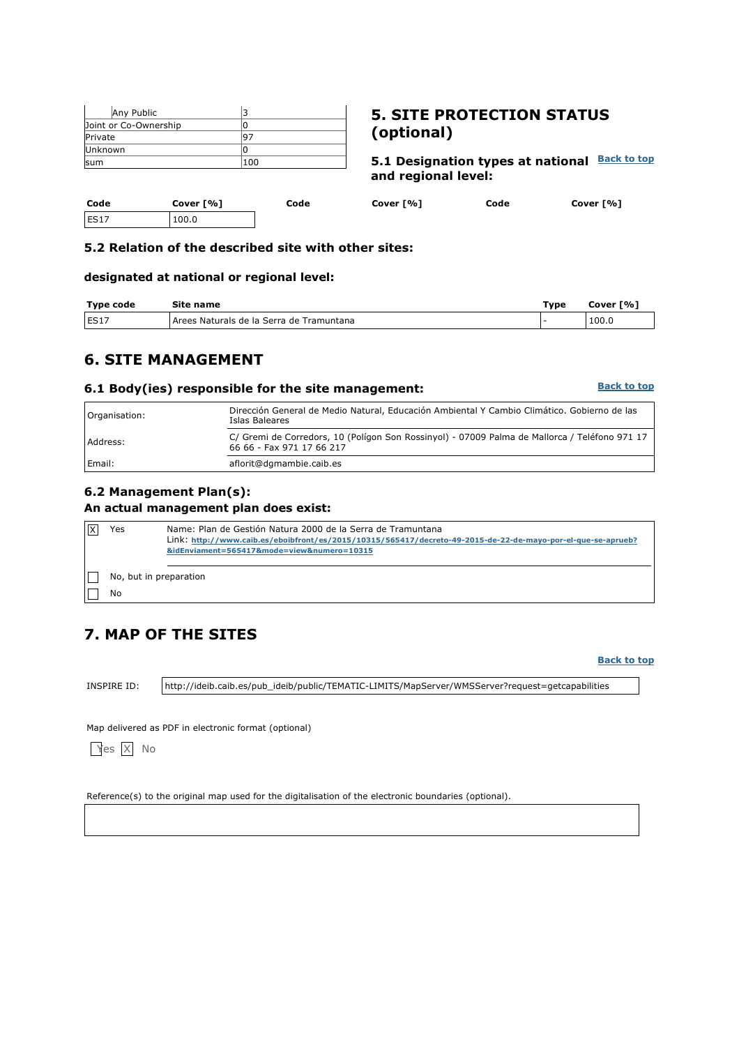| | |
|---|---|
| Any Public | 3 |
| Joint or Co-Ownership | 0 |
| Private | 97 |
| Unknown | 0 |
| sum | 100 |

# 5. SITE PROTECTION STATUS (optional)

### 5.1 Designation types at national and regional level:

Back to top

| Code | Cover [%] | Code | Cover [%] | Code | Cover [%] |
|---|---|---|---|---|---|
| ES17 | 100.0 | | | | |

### 5.2 Relation of the described site with other sites:

**designated at national or regional level:**

| Type code | Site name | Type | Cover [%] |
|---|---|---|---|
| ES17 | Arees Naturals de la Serra de Tramuntana | - | 100.0 |

# 6. SITE MANAGEMENT

### 6.1 Body(ies) responsible for the site management:

Back to top

| | |
|---|---|
| Organisation: | Dirección General de Medio Natural, Educación Ambiental Y Cambio Climático. Gobierno de las Islas Baleares |
| Address: | C/ Gremi de Corredors, 10 (Polígon Son Rossinyol) - 07009 Palma de Mallorca / Teléfono 971 17 66 66 - Fax 971 17 66 217 |
| Email: | aflorit@dgmambie.caib.es |

### 6.2 Management Plan(s):

**An actual management plan does exist:**

| | | |
|---|---|---|
| X | Yes | Name: Plan de Gestión Natura 2000 de la Serra de Tramuntana<br>Link: http://www.caib.es/eboibfront/es/2015/10315/565417/decreto-49-2015-de-22-de-mayo-por-el-que-se-aprueb?&idEnviament=565417&mode=view&numero=10315 |
| | No, but in preparation | |
| | No | |

# 7. MAP OF THE SITES

Back to top

INSPIRE ID: http://ideib.caib.es/pub_ideib/public/TEMATIC-LIMITS/MapServer/WMSServer?request=getcapabilities

Map delivered as PDF in electronic format (optional)

☐ Yes ☒ No

Reference(s) to the original map used for the digitalisation of the electronic boundaries (optional).